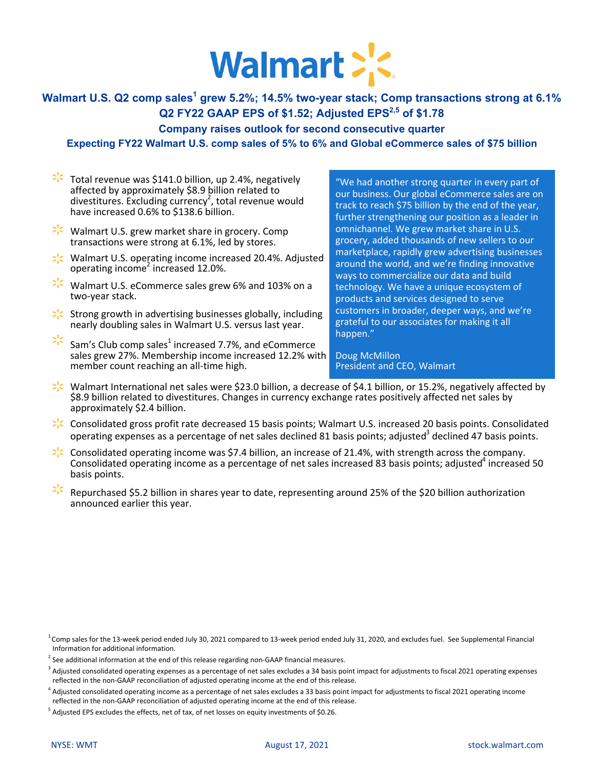# Walmart

## Walmart U.S. Q2 comp sales[1] grew 5.2%; 14.5% two-year stack; Comp transactions strong at 6.1%

## Q2 FY22 GAAP EPS of $1.52; Adjusted EPS[2,5] of $1.78

### Company raises outlook for second consecutive quarter

### Expecting FY22 Walmart U.S. comp sales of 5% to 6% and Global eCommerce sales of $75 billion

- Total revenue was $141.0 billion, up 2.4%, negatively affected by approximately $8.9 billion related to divestitures. Excluding currency[2], total revenue would have increased 0.6% to $138.6 billion.
- Walmart U.S. grew market share in grocery. Comp transactions were strong at 6.1%, led by stores.
- Walmart U.S. operating income increased 20.4%. Adjusted operating income[2] increased 12.0%.
- Walmart U.S. eCommerce sales grew 6% and 103% on a two-year stack.
- Strong growth in advertising businesses globally, including nearly doubling sales in Walmart U.S. versus last year.
- Sam's Club comp sales[1] increased 7.7%, and eCommerce sales grew 27%. Membership income increased 12.2% with member count reaching an all-time high.

> "We had another strong quarter in every part of our business. Our global eCommerce sales are on track to reach $75 billion by the end of the year, further strengthening our position as a leader in omnichannel. We grew market share in U.S. grocery, added thousands of new sellers to our marketplace, rapidly grew advertising businesses around the world, and we're finding innovative ways to commercialize our data and build technology. We have a unique ecosystem of products and services designed to serve customers in broader, deeper ways, and we're grateful to our associates for making it all happen."
>
> Doug McMillon
> President and CEO, Walmart

- Walmart International net sales were $23.0 billion, a decrease of $4.1 billion, or 15.2%, negatively affected by $8.9 billion related to divestitures. Changes in currency exchange rates positively affected net sales by approximately $2.4 billion.
- Consolidated gross profit rate decreased 15 basis points; Walmart U.S. increased 20 basis points. Consolidated operating expenses as a percentage of net sales declined 81 basis points; adjusted[3] declined 47 basis points.
- Consolidated operating income was $7.4 billion, an increase of 21.4%, with strength across the company. Consolidated operating income as a percentage of net sales increased 83 basis points; adjusted[4] increased 50 basis points.
- Repurchased $5.2 billion in shares year to date, representing around 25% of the $20 billion authorization announced earlier this year.

[1] Comp sales for the 13-week period ended July 30, 2021 compared to 13-week period ended July 31, 2020, and excludes fuel. See Supplemental Financial Information for additional information.

[2] See additional information at the end of this release regarding non-GAAP financial measures.

[3] Adjusted consolidated operating expenses as a percentage of net sales excludes a 34 basis point impact for adjustments to fiscal 2021 operating expenses reflected in the non-GAAP reconciliation of adjusted operating income at the end of this release.

[4] Adjusted consolidated operating income as a percentage of net sales excludes a 33 basis point impact for adjustments to fiscal 2021 operating income reflected in the non-GAAP reconciliation of adjusted operating income at the end of this release.

[5] Adjusted EPS excludes the effects, net of tax, of net losses on equity investments of $0.26.

NYSE: WMT | August 17, 2021 | stock.walmart.com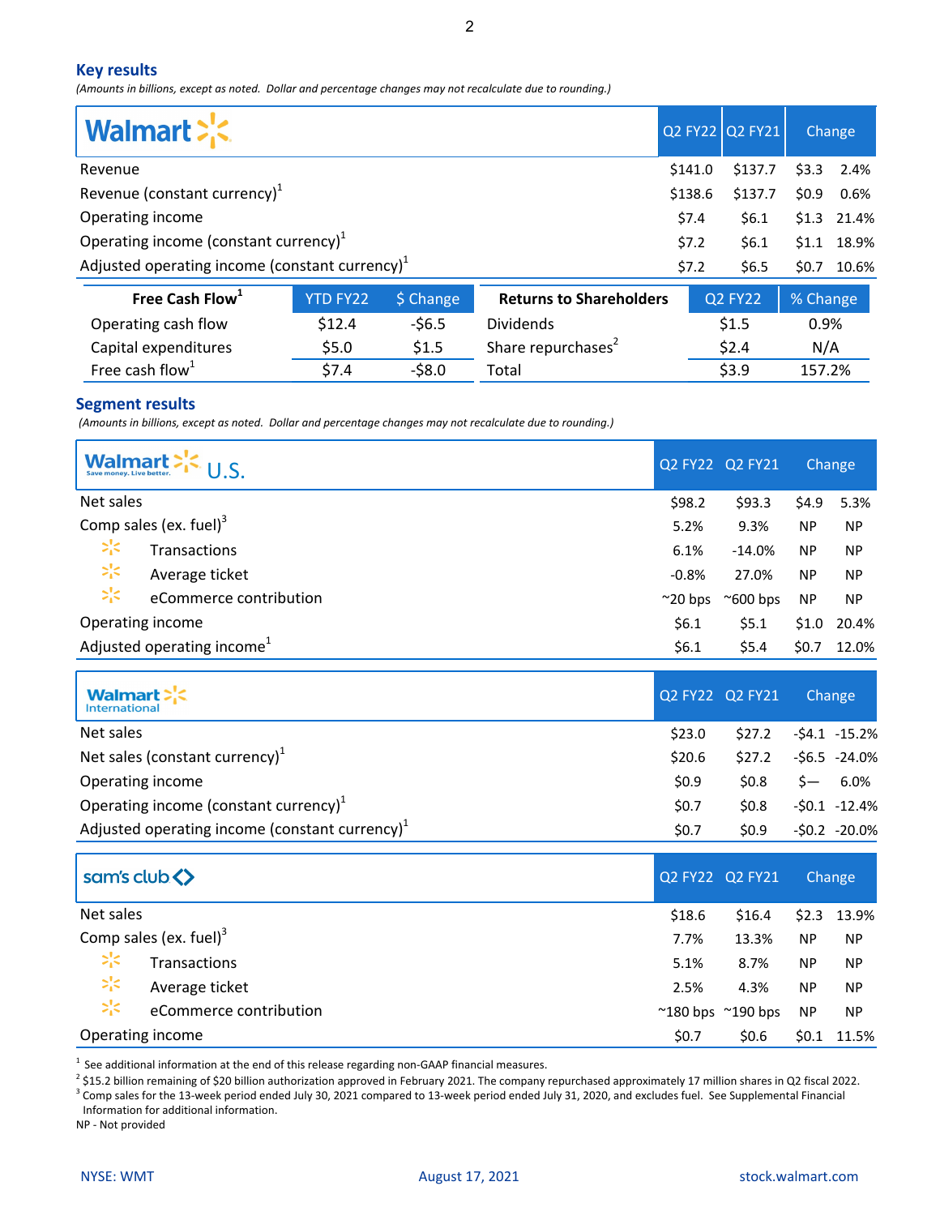## Key results

*(Amounts in billions, except as noted. Dollar and percentage changes may not recalculate due to rounding.)*

| Walmart | Q2 FY22 | Q2 FY21 | Change | |
|---|---|---|---|---|
| Revenue | $141.0 | $137.7 | $3.3 | 2.4% |
| Revenue (constant currency)[1] | $138.6 | $137.7 | $0.9 | 0.6% |
| Operating income | $7.4 | $6.1 | $1.3 | 21.4% |
| Operating income (constant currency)[1] | $7.2 | $6.1 | $1.1 | 18.9% |
| Adjusted operating income (constant currency)[1] | $7.2 | $6.5 | $0.7 | 10.6% |

| Free Cash Flow[1] | YTD FY22 | $ Change |
|---|---|---|
| Operating cash flow | $12.4 | -$6.5 |
| Capital expenditures | $5.0 | $1.5 |
| Free cash flow[1] | $7.4 | -$8.0 |

| Returns to Shareholders | Q2 FY22 | % Change |
|---|---|---|
| Dividends | $1.5 | 0.9% |
| Share repurchases[2] | $2.4 | N/A |
| Total | $3.9 | 157.2% |

## Segment results

*(Amounts in billions, except as noted. Dollar and percentage changes may not recalculate due to rounding.)*

| Walmart U.S. | Q2 FY22 | Q2 FY21 | Change | |
|---|---|---|---|---|
| Net sales | $98.2 | $93.3 | $4.9 | 5.3% |
| Comp sales (ex. fuel)[3] | 5.2% | 9.3% | NP | NP |
| Transactions | 6.1% | -14.0% | NP | NP |
| Average ticket | -0.8% | 27.0% | NP | NP |
| eCommerce contribution | ~20 bps | ~600 bps | NP | NP |
| Operating income | $6.1 | $5.1 | $1.0 | 20.4% |
| Adjusted operating income[1] | $6.1 | $5.4 | $0.7 | 12.0% |

| Walmart International | Q2 FY22 | Q2 FY21 | Change | |
|---|---|---|---|---|
| Net sales | $23.0 | $27.2 | -$4.1 | -15.2% |
| Net sales (constant currency)[1] | $20.6 | $27.2 | -$6.5 | -24.0% |
| Operating income | $0.9 | $0.8 | $— | 6.0% |
| Operating income (constant currency)[1] | $0.7 | $0.8 | -$0.1 | -12.4% |
| Adjusted operating income (constant currency)[1] | $0.7 | $0.9 | -$0.2 | -20.0% |

| sam's club | Q2 FY22 | Q2 FY21 | Change | |
|---|---|---|---|---|
| Net sales | $18.6 | $16.4 | $2.3 | 13.9% |
| Comp sales (ex. fuel)[3] | 7.7% | 13.3% | NP | NP |
| Transactions | 5.1% | 8.7% | NP | NP |
| Average ticket | 2.5% | 4.3% | NP | NP |
| eCommerce contribution | ~180 bps | ~190 bps | NP | NP |
| Operating income | $0.7 | $0.6 | $0.1 | 11.5% |

[1] See additional information at the end of this release regarding non-GAAP financial measures.
[2] $15.2 billion remaining of $20 billion authorization approved in February 2021. The company repurchased approximately 17 million shares in Q2 fiscal 2022.
[3] Comp sales for the 13-week period ended July 30, 2021 compared to 13-week period ended July 31, 2020, and excludes fuel. See Supplemental Financial Information for additional information.
NP - Not provided

NYSE: WMT August 17, 2021 stock.walmart.com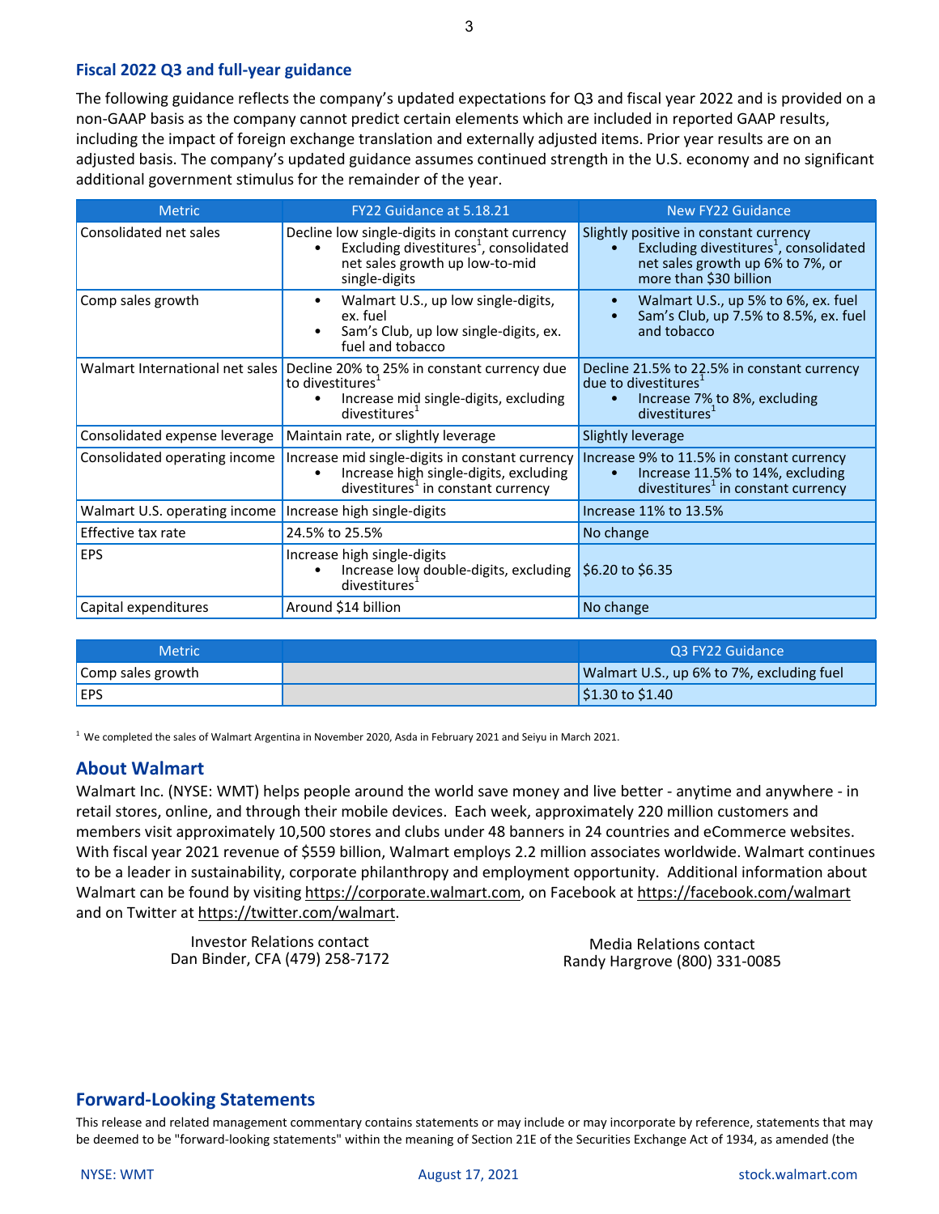## Fiscal 2022 Q3 and full-year guidance

The following guidance reflects the company's updated expectations for Q3 and fiscal year 2022 and is provided on a non-GAAP basis as the company cannot predict certain elements which are included in reported GAAP results, including the impact of foreign exchange translation and externally adjusted items. Prior year results are on an adjusted basis. The company's updated guidance assumes continued strength in the U.S. economy and no significant additional government stimulus for the remainder of the year.

| Metric | FY22 Guidance at 5.18.21 | New FY22 Guidance |
|---|---|---|
| Consolidated net sales | Decline low single-digits in constant currency<br>• Excluding divestitures[1], consolidated net sales growth up low-to-mid single-digits | Slightly positive in constant currency<br>• Excluding divestitures[1], consolidated net sales growth up 6% to 7%, or more than $30 billion |
| Comp sales growth | • Walmart U.S., up low single-digits, ex. fuel<br>• Sam's Club, up low single-digits, ex. fuel and tobacco | • Walmart U.S., up 5% to 6%, ex. fuel<br>• Sam's Club, up 7.5% to 8.5%, ex. fuel and tobacco |
| Walmart International net sales | Decline 20% to 25% in constant currency due to divestitures[1]<br>• Increase mid single-digits, excluding divestitures[1] | Decline 21.5% to 22.5% in constant currency due to divestitures[1]<br>• Increase 7% to 8%, excluding divestitures[1] |
| Consolidated expense leverage | Maintain rate, or slightly leverage | Slightly leverage |
| Consolidated operating income | Increase mid single-digits in constant currency<br>• Increase high single-digits, excluding divestitures[1] in constant currency | Increase 9% to 11.5% in constant currency<br>• Increase 11.5% to 14%, excluding divestitures[1] in constant currency |
| Walmart U.S. operating income | Increase high single-digits | Increase 11% to 13.5% |
| Effective tax rate | 24.5% to 25.5% | No change |
| EPS | Increase high single-digits<br>• Increase low double-digits, excluding divestitures[1] | $6.20 to $6.35 |
| Capital expenditures | Around $14 billion | No change |

| Metric | | Q3 FY22 Guidance |
|---|---|---|
| Comp sales growth | | Walmart U.S., up 6% to 7%, excluding fuel |
| EPS | | $1.30 to $1.40 |

[1] We completed the sales of Walmart Argentina in November 2020, Asda in February 2021 and Seiyu in March 2021.

## About Walmart

Walmart Inc. (NYSE: WMT) helps people around the world save money and live better - anytime and anywhere - in retail stores, online, and through their mobile devices. Each week, approximately 220 million customers and members visit approximately 10,500 stores and clubs under 48 banners in 24 countries and eCommerce websites. With fiscal year 2021 revenue of $559 billion, Walmart employs 2.2 million associates worldwide. Walmart continues to be a leader in sustainability, corporate philanthropy and employment opportunity. Additional information about Walmart can be found by visiting https://corporate.walmart.com, on Facebook at https://facebook.com/walmart and on Twitter at https://twitter.com/walmart.

Investor Relations contact
Dan Binder, CFA (479) 258-7172

Media Relations contact
Randy Hargrove (800) 331-0085

## Forward-Looking Statements

This release and related management commentary contains statements or may include or may incorporate by reference, statements that may be deemed to be "forward-looking statements" within the meaning of Section 21E of the Securities Exchange Act of 1934, as amended (the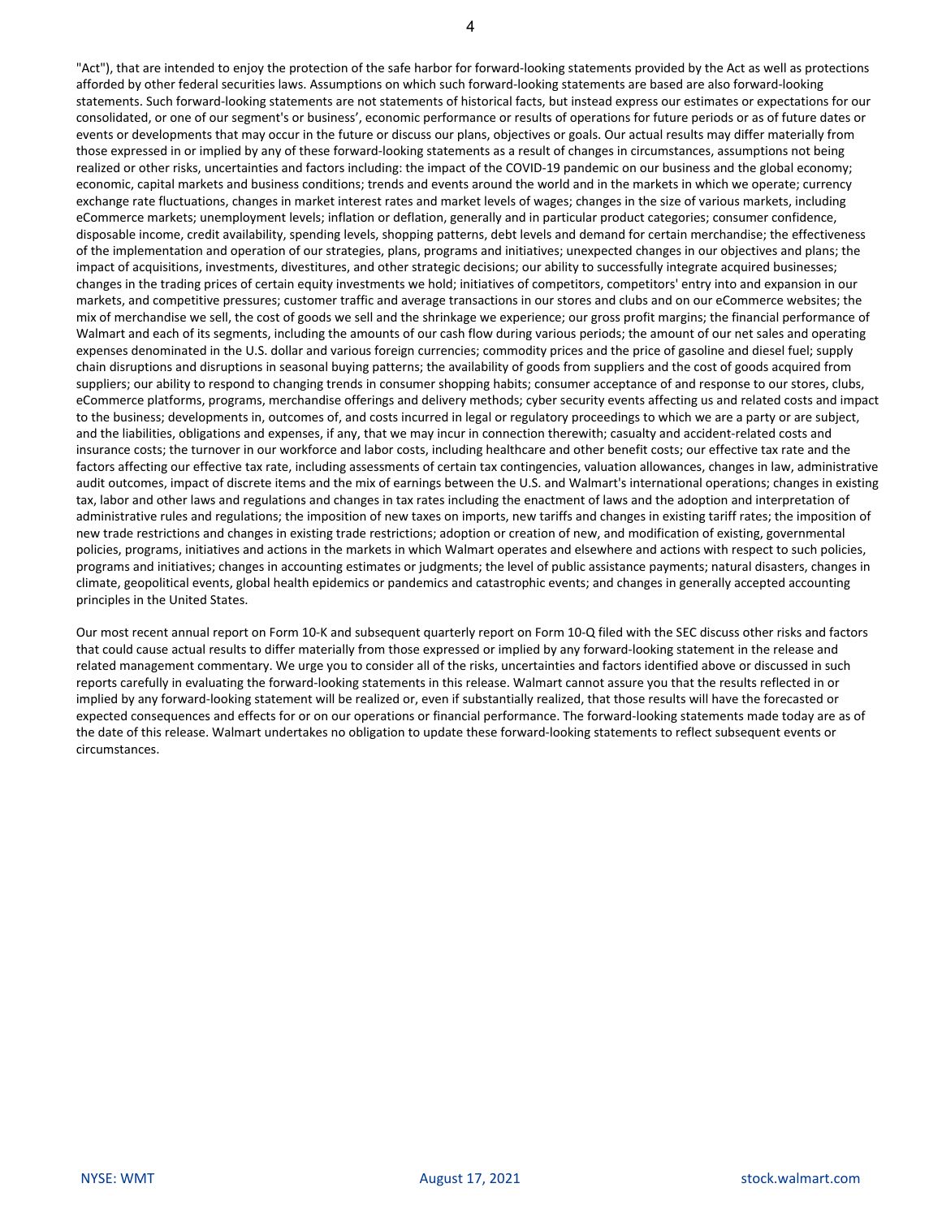"Act"), that are intended to enjoy the protection of the safe harbor for forward-looking statements provided by the Act as well as protections afforded by other federal securities laws. Assumptions on which such forward-looking statements are based are also forward-looking statements. Such forward-looking statements are not statements of historical facts, but instead express our estimates or expectations for our consolidated, or one of our segment's or business', economic performance or results of operations for future periods or as of future dates or events or developments that may occur in the future or discuss our plans, objectives or goals. Our actual results may differ materially from those expressed in or implied by any of these forward-looking statements as a result of changes in circumstances, assumptions not being realized or other risks, uncertainties and factors including: the impact of the COVID-19 pandemic on our business and the global economy; economic, capital markets and business conditions; trends and events around the world and in the markets in which we operate; currency exchange rate fluctuations, changes in market interest rates and market levels of wages; changes in the size of various markets, including eCommerce markets; unemployment levels; inflation or deflation, generally and in particular product categories; consumer confidence, disposable income, credit availability, spending levels, shopping patterns, debt levels and demand for certain merchandise; the effectiveness of the implementation and operation of our strategies, plans, programs and initiatives; unexpected changes in our objectives and plans; the impact of acquisitions, investments, divestitures, and other strategic decisions; our ability to successfully integrate acquired businesses; changes in the trading prices of certain equity investments we hold; initiatives of competitors, competitors' entry into and expansion in our markets, and competitive pressures; customer traffic and average transactions in our stores and clubs and on our eCommerce websites; the mix of merchandise we sell, the cost of goods we sell and the shrinkage we experience; our gross profit margins; the financial performance of Walmart and each of its segments, including the amounts of our cash flow during various periods; the amount of our net sales and operating expenses denominated in the U.S. dollar and various foreign currencies; commodity prices and the price of gasoline and diesel fuel; supply chain disruptions and disruptions in seasonal buying patterns; the availability of goods from suppliers and the cost of goods acquired from suppliers; our ability to respond to changing trends in consumer shopping habits; consumer acceptance of and response to our stores, clubs, eCommerce platforms, programs, merchandise offerings and delivery methods; cyber security events affecting us and related costs and impact to the business; developments in, outcomes of, and costs incurred in legal or regulatory proceedings to which we are a party or are subject, and the liabilities, obligations and expenses, if any, that we may incur in connection therewith; casualty and accident-related costs and insurance costs; the turnover in our workforce and labor costs, including healthcare and other benefit costs; our effective tax rate and the factors affecting our effective tax rate, including assessments of certain tax contingencies, valuation allowances, changes in law, administrative audit outcomes, impact of discrete items and the mix of earnings between the U.S. and Walmart's international operations; changes in existing tax, labor and other laws and regulations and changes in tax rates including the enactment of laws and the adoption and interpretation of administrative rules and regulations; the imposition of new taxes on imports, new tariffs and changes in existing tariff rates; the imposition of new trade restrictions and changes in existing trade restrictions; adoption or creation of new, and modification of existing, governmental policies, programs, initiatives and actions in the markets in which Walmart operates and elsewhere and actions with respect to such policies, programs and initiatives; changes in accounting estimates or judgments; the level of public assistance payments; natural disasters, changes in climate, geopolitical events, global health epidemics or pandemics and catastrophic events; and changes in generally accepted accounting principles in the United States.

Our most recent annual report on Form 10-K and subsequent quarterly report on Form 10-Q filed with the SEC discuss other risks and factors that could cause actual results to differ materially from those expressed or implied by any forward-looking statement in the release and related management commentary. We urge you to consider all of the risks, uncertainties and factors identified above or discussed in such reports carefully in evaluating the forward-looking statements in this release. Walmart cannot assure you that the results reflected in or implied by any forward-looking statement will be realized or, even if substantially realized, that those results will have the forecasted or expected consequences and effects for or on our operations or financial performance. The forward-looking statements made today are as of the date of this release. Walmart undertakes no obligation to update these forward-looking statements to reflect subsequent events or circumstances.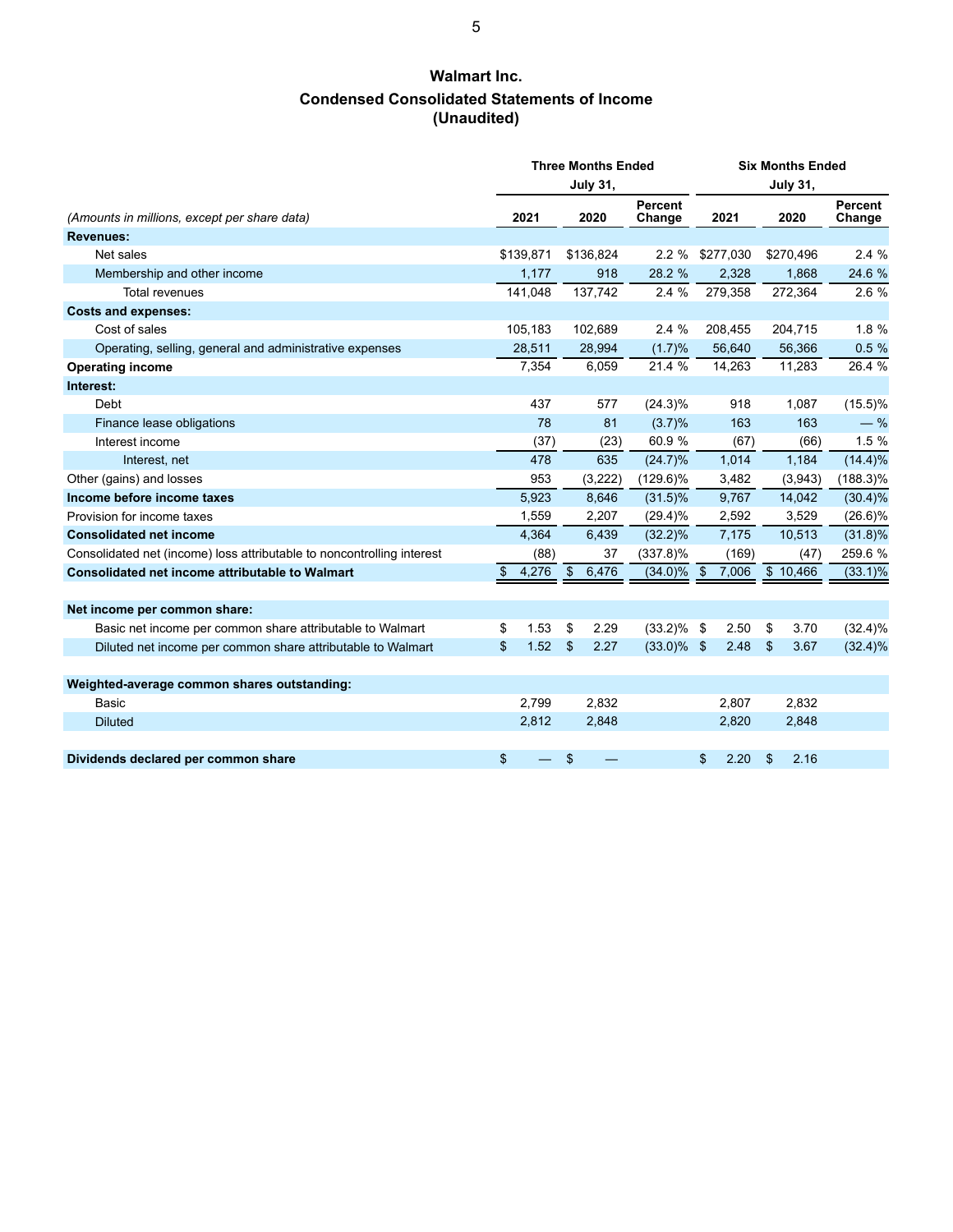## Walmart Inc.

### Condensed Consolidated Statements of Income
### (Unaudited)

| *(Amounts in millions, except per share data)* | Three Months Ended July 31, 2021 | Three Months Ended July 31, 2020 | Percent Change | Six Months Ended July 31, 2021 | Six Months Ended July 31, 2020 | Percent Change |
|---|---|---|---|---|---|---|
| **Revenues:** | | | | | | |
| Net sales | $139,871 | $136,824 | 2.2 % | $277,030 | $270,496 | 2.4 % |
| Membership and other income | 1,177 | 918 | 28.2 % | 2,328 | 1,868 | 24.6 % |
| Total revenues | 141,048 | 137,742 | 2.4 % | 279,358 | 272,364 | 2.6 % |
| **Costs and expenses:** | | | | | | |
| Cost of sales | 105,183 | 102,689 | 2.4 % | 208,455 | 204,715 | 1.8 % |
| Operating, selling, general and administrative expenses | 28,511 | 28,994 | (1.7)% | 56,640 | 56,366 | 0.5 % |
| **Operating income** | 7,354 | 6,059 | 21.4 % | 14,263 | 11,283 | 26.4 % |
| **Interest:** | | | | | | |
| Debt | 437 | 577 | (24.3)% | 918 | 1,087 | (15.5)% |
| Finance lease obligations | 78 | 81 | (3.7)% | 163 | 163 | — % |
| Interest income | (37) | (23) | 60.9 % | (67) | (66) | 1.5 % |
| Interest, net | 478 | 635 | (24.7)% | 1,014 | 1,184 | (14.4)% |
| Other (gains) and losses | 953 | (3,222) | (129.6)% | 3,482 | (3,943) | (188.3)% |
| **Income before income taxes** | 5,923 | 8,646 | (31.5)% | 9,767 | 14,042 | (30.4)% |
| Provision for income taxes | 1,559 | 2,207 | (29.4)% | 2,592 | 3,529 | (26.6)% |
| **Consolidated net income** | 4,364 | 6,439 | (32.2)% | 7,175 | 10,513 | (31.8)% |
| Consolidated net (income) loss attributable to noncontrolling interest | (88) | 37 | (337.8)% | (169) | (47) | 259.6 % |
| **Consolidated net income attributable to Walmart** | $ 4,276 | $ 6,476 | (34.0)% | $ 7,006 | $ 10,466 | (33.1)% |
| | | | | | | |
| **Net income per common share:** | | | | | | |
| Basic net income per common share attributable to Walmart | $ 1.53 | $ 2.29 | (33.2)% | $ 2.50 | $ 3.70 | (32.4)% |
| Diluted net income per common share attributable to Walmart | $ 1.52 | $ 2.27 | (33.0)% | $ 2.48 | $ 3.67 | (32.4)% |
| | | | | | | |
| **Weighted-average common shares outstanding:** | | | | | | |
| Basic | 2,799 | 2,832 | | 2,807 | 2,832 | |
| Diluted | 2,812 | 2,848 | | 2,820 | 2,848 | |
| | | | | | | |
| **Dividends declared per common share** | $ — | $ — | | $ 2.20 | $ 2.16 | |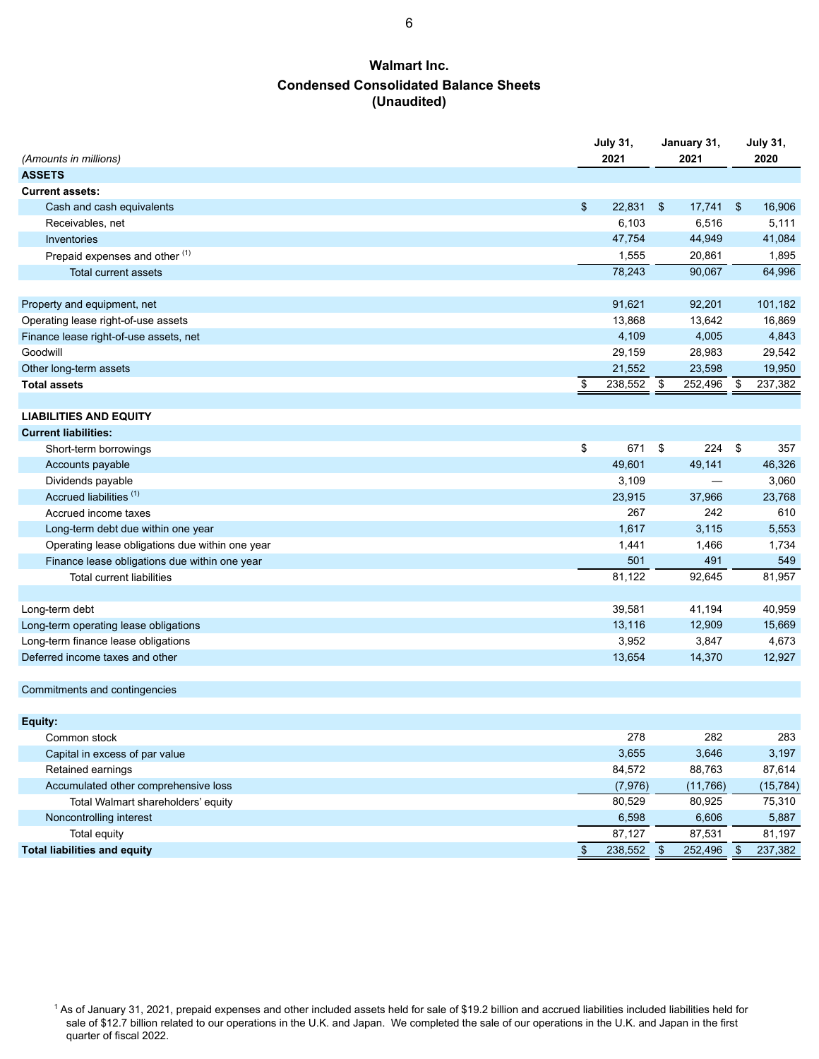# Walmart Inc.

## Condensed Consolidated Balance Sheets

## (Unaudited)

| *(Amounts in millions)* | July 31, 2021 | January 31, 2021 | July 31, 2020 |
|---|---|---|---|
| **ASSETS** | | | |
| **Current assets:** | | | |
| Cash and cash equivalents | $ 22,831 | $ 17,741 | $ 16,906 |
| Receivables, net | 6,103 | 6,516 | 5,111 |
| Inventories | 47,754 | 44,949 | 41,084 |
| Prepaid expenses and other [1] | 1,555 | 20,861 | 1,895 |
| Total current assets | 78,243 | 90,067 | 64,996 |
| | | | |
| Property and equipment, net | 91,621 | 92,201 | 101,182 |
| Operating lease right-of-use assets | 13,868 | 13,642 | 16,869 |
| Finance lease right-of-use assets, net | 4,109 | 4,005 | 4,843 |
| Goodwill | 29,159 | 28,983 | 29,542 |
| Other long-term assets | 21,552 | 23,598 | 19,950 |
| **Total assets** | $ 238,552 | $ 252,496 | $ 237,382 |
| | | | |
| **LIABILITIES AND EQUITY** | | | |
| **Current liabilities:** | | | |
| Short-term borrowings | $ 671 | $ 224 | $ 357 |
| Accounts payable | 49,601 | 49,141 | 46,326 |
| Dividends payable | 3,109 | — | 3,060 |
| Accrued liabilities [1] | 23,915 | 37,966 | 23,768 |
| Accrued income taxes | 267 | 242 | 610 |
| Long-term debt due within one year | 1,617 | 3,115 | 5,553 |
| Operating lease obligations due within one year | 1,441 | 1,466 | 1,734 |
| Finance lease obligations due within one year | 501 | 491 | 549 |
| Total current liabilities | 81,122 | 92,645 | 81,957 |
| | | | |
| Long-term debt | 39,581 | 41,194 | 40,959 |
| Long-term operating lease obligations | 13,116 | 12,909 | 15,669 |
| Long-term finance lease obligations | 3,952 | 3,847 | 4,673 |
| Deferred income taxes and other | 13,654 | 14,370 | 12,927 |
| | | | |
| Commitments and contingencies | | | |
| | | | |
| **Equity:** | | | |
| Common stock | 278 | 282 | 283 |
| Capital in excess of par value | 3,655 | 3,646 | 3,197 |
| Retained earnings | 84,572 | 88,763 | 87,614 |
| Accumulated other comprehensive loss | (7,976) | (11,766) | (15,784) |
| Total Walmart shareholders' equity | 80,529 | 80,925 | 75,310 |
| Noncontrolling interest | 6,598 | 6,606 | 5,887 |
| Total equity | 87,127 | 87,531 | 81,197 |
| **Total liabilities and equity** | $ 238,552 | $ 252,496 | $ 237,382 |

[1] As of January 31, 2021, prepaid expenses and other included assets held for sale of $19.2 billion and accrued liabilities included liabilities held for sale of $12.7 billion related to our operations in the U.K. and Japan. We completed the sale of our operations in the U.K. and Japan in the first quarter of fiscal 2022.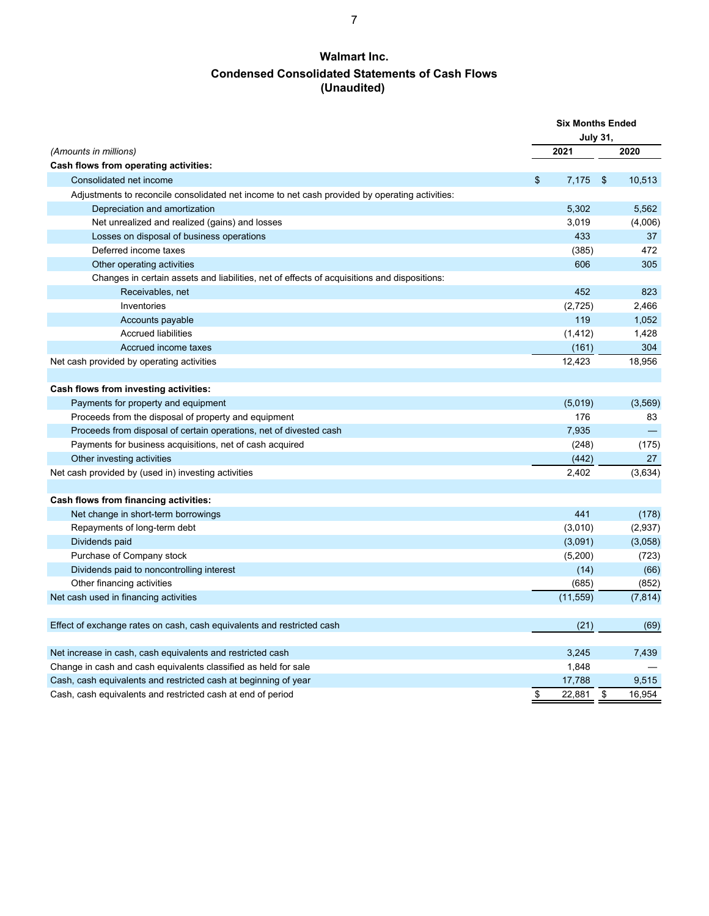# Walmart Inc.

## Condensed Consolidated Statements of Cash Flows
## (Unaudited)

| | Six Months Ended July 31, | |
|---|---|---|
| *(Amounts in millions)* | **2021** | **2020** |
| **Cash flows from operating activities:** | | |
| Consolidated net income | $ 7,175 | $ 10,513 |
| Adjustments to reconcile consolidated net income to net cash provided by operating activities: | | |
| Depreciation and amortization | 5,302 | 5,562 |
| Net unrealized and realized (gains) and losses | 3,019 | (4,006) |
| Losses on disposal of business operations | 433 | 37 |
| Deferred income taxes | (385) | 472 |
| Other operating activities | 606 | 305 |
| Changes in certain assets and liabilities, net of effects of acquisitions and dispositions: | | |
| Receivables, net | 452 | 823 |
| Inventories | (2,725) | 2,466 |
| Accounts payable | 119 | 1,052 |
| Accrued liabilities | (1,412) | 1,428 |
| Accrued income taxes | (161) | 304 |
| Net cash provided by operating activities | 12,423 | 18,956 |
| | | |
| **Cash flows from investing activities:** | | |
| Payments for property and equipment | (5,019) | (3,569) |
| Proceeds from the disposal of property and equipment | 176 | 83 |
| Proceeds from disposal of certain operations, net of divested cash | 7,935 | — |
| Payments for business acquisitions, net of cash acquired | (248) | (175) |
| Other investing activities | (442) | 27 |
| Net cash provided by (used in) investing activities | 2,402 | (3,634) |
| | | |
| **Cash flows from financing activities:** | | |
| Net change in short-term borrowings | 441 | (178) |
| Repayments of long-term debt | (3,010) | (2,937) |
| Dividends paid | (3,091) | (3,058) |
| Purchase of Company stock | (5,200) | (723) |
| Dividends paid to noncontrolling interest | (14) | (66) |
| Other financing activities | (685) | (852) |
| Net cash used in financing activities | (11,559) | (7,814) |
| | | |
| Effect of exchange rates on cash, cash equivalents and restricted cash | (21) | (69) |
| | | |
| Net increase in cash, cash equivalents and restricted cash | 3,245 | 7,439 |
| Change in cash and cash equivalents classified as held for sale | 1,848 | — |
| Cash, cash equivalents and restricted cash at beginning of year | 17,788 | 9,515 |
| Cash, cash equivalents and restricted cash at end of period | $ 22,881 | $ 16,954 |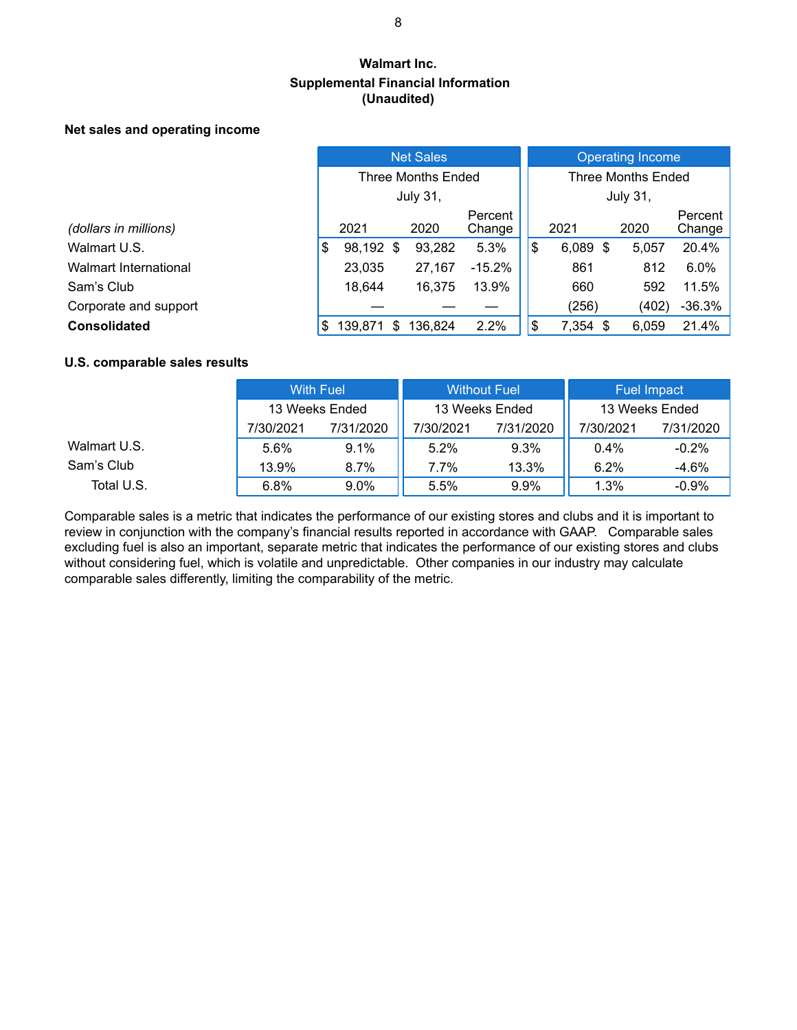**Walmart Inc.**
**Supplemental Financial Information**
**(Unaudited)**

### Net sales and operating income

| *(dollars in millions)* | Net Sales | | | Operating Income | | |
|---|---|---|---|---|---|---|
| | Three Months Ended July 31, | | | Three Months Ended July 31, | | |
| | 2021 | 2020 | Percent Change | 2021 | 2020 | Percent Change |
| Walmart U.S. | $ 98,192 | $ 93,282 | 5.3% | $ 6,089 | $ 5,057 | 20.4% |
| Walmart International | 23,035 | 27,167 | -15.2% | 861 | 812 | 6.0% |
| Sam's Club | 18,644 | 16,375 | 13.9% | 660 | 592 | 11.5% |
| Corporate and support | — | — | — | (256) | (402) | -36.3% |
| **Consolidated** | $ 139,871 | $ 136,824 | 2.2% | $ 7,354 | $ 6,059 | 21.4% |

### U.S. comparable sales results

| | With Fuel | | Without Fuel | | Fuel Impact | |
|---|---|---|---|---|---|---|
| | 13 Weeks Ended | | 13 Weeks Ended | | 13 Weeks Ended | |
| | 7/30/2021 | 7/31/2020 | 7/30/2021 | 7/31/2020 | 7/30/2021 | 7/31/2020 |
| Walmart U.S. | 5.6% | 9.1% | 5.2% | 9.3% | 0.4% | -0.2% |
| Sam's Club | 13.9% | 8.7% | 7.7% | 13.3% | 6.2% | -4.6% |
| Total U.S. | 6.8% | 9.0% | 5.5% | 9.9% | 1.3% | -0.9% |

Comparable sales is a metric that indicates the performance of our existing stores and clubs and it is important to review in conjunction with the company's financial results reported in accordance with GAAP. Comparable sales excluding fuel is also an important, separate metric that indicates the performance of our existing stores and clubs without considering fuel, which is volatile and unpredictable. Other companies in our industry may calculate comparable sales differently, limiting the comparability of the metric.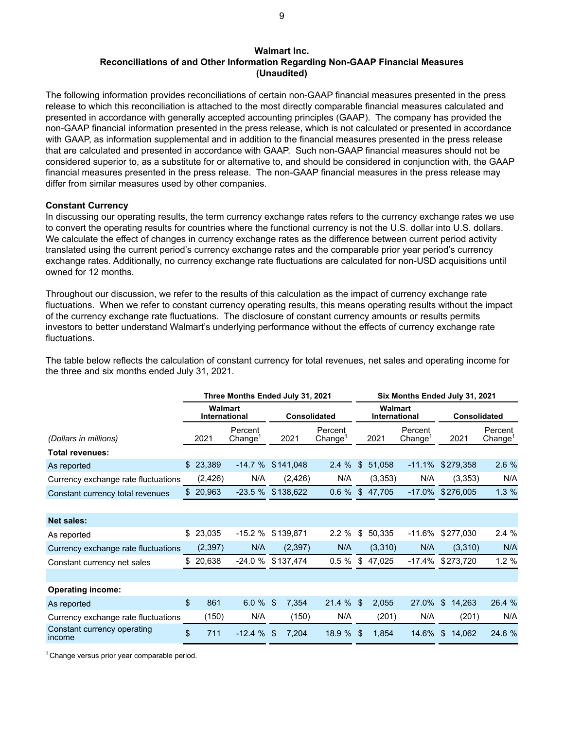## Walmart Inc.
## Reconciliations of and Other Information Regarding Non-GAAP Financial Measures
## (Unaudited)

The following information provides reconciliations of certain non-GAAP financial measures presented in the press release to which this reconciliation is attached to the most directly comparable financial measures calculated and presented in accordance with generally accepted accounting principles (GAAP). The company has provided the non-GAAP financial information presented in the press release, which is not calculated or presented in accordance with GAAP, as information supplemental and in addition to the financial measures presented in the press release that are calculated and presented in accordance with GAAP. Such non-GAAP financial measures should not be considered superior to, as a substitute for or alternative to, and should be considered in conjunction with, the GAAP financial measures presented in the press release. The non-GAAP financial measures in the press release may differ from similar measures used by other companies.

**Constant Currency**

In discussing our operating results, the term currency exchange rates refers to the currency exchange rates we use to convert the operating results for countries where the functional currency is not the U.S. dollar into U.S. dollars. We calculate the effect of changes in currency exchange rates as the difference between current period activity translated using the current period's currency exchange rates and the comparable prior year period's currency exchange rates. Additionally, no currency exchange rate fluctuations are calculated for non-USD acquisitions until owned for 12 months.

Throughout our discussion, we refer to the results of this calculation as the impact of currency exchange rate fluctuations. When we refer to constant currency operating results, this means operating results without the impact of the currency exchange rate fluctuations. The disclosure of constant currency amounts or results permits investors to better understand Walmart's underlying performance without the effects of currency exchange rate fluctuations.

The table below reflects the calculation of constant currency for total revenues, net sales and operating income for the three and six months ended July 31, 2021.

| | Three Months Ended July 31, 2021 | | | | Six Months Ended July 31, 2021 | | | |
|---|---|---|---|---|---|---|---|---|
| | Walmart International | | Consolidated | | Walmart International | | Consolidated | |
| *(Dollars in millions)* | 2021 | Percent Change[1] | 2021 | Percent Change[1] | 2021 | Percent Change[1] | 2021 | Percent Change[1] |
| **Total revenues:** | | | | | | | | |
| As reported | $ 23,389 | -14.7 % | $ 141,048 | 2.4 % | $ 51,058 | -11.1% | $ 279,358 | 2.6 % |
| Currency exchange rate fluctuations | (2,426) | N/A | (2,426) | N/A | (3,353) | N/A | (3,353) | N/A |
| Constant currency total revenues | $ 20,963 | -23.5 % | $ 138,622 | 0.6 % | $ 47,705 | -17.0% | $ 276,005 | 1.3 % |
| | | | | | | | | |
| **Net sales:** | | | | | | | | |
| As reported | $ 23,035 | -15.2 % | $ 139,871 | 2.2 % | $ 50,335 | -11.6% | $ 277,030 | 2.4 % |
| Currency exchange rate fluctuations | (2,397) | N/A | (2,397) | N/A | (3,310) | N/A | (3,310) | N/A |
| Constant currency net sales | $ 20,638 | -24.0 % | $ 137,474 | 0.5 % | $ 47,025 | -17.4% | $ 273,720 | 1.2 % |
| | | | | | | | | |
| **Operating income:** | | | | | | | | |
| As reported | $ 861 | 6.0 % | $ 7,354 | 21.4 % | $ 2,055 | 27.0% | $ 14,263 | 26.4 % |
| Currency exchange rate fluctuations | (150) | N/A | (150) | N/A | (201) | N/A | (201) | N/A |
| Constant currency operating income | $ 711 | -12.4 % | $ 7,204 | 18.9 % | $ 1,854 | 14.6% | $ 14,062 | 24.6 % |

[1] Change versus prior year comparable period.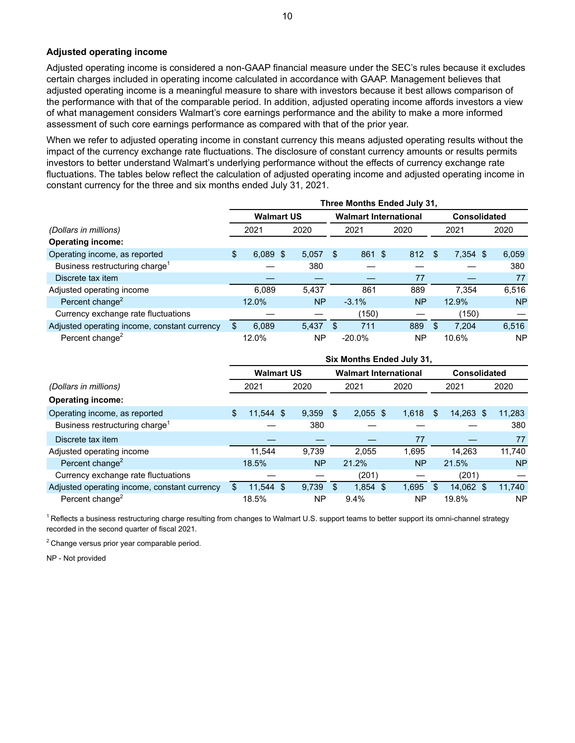## Adjusted operating income

Adjusted operating income is considered a non-GAAP financial measure under the SEC's rules because it excludes certain charges included in operating income calculated in accordance with GAAP. Management believes that adjusted operating income is a meaningful measure to share with investors because it best allows comparison of the performance with that of the comparable period. In addition, adjusted operating income affords investors a view of what management considers Walmart's core earnings performance and the ability to make a more informed assessment of such core earnings performance as compared with that of the prior year.

When we refer to adjusted operating income in constant currency this means adjusted operating results without the impact of the currency exchange rate fluctuations. The disclosure of constant currency amounts or results permits investors to better understand Walmart's underlying performance without the effects of currency exchange rate fluctuations. The tables below reflect the calculation of adjusted operating income and adjusted operating income in constant currency for the three and six months ended July 31, 2021.

| | Three Months Ended July 31, | | | | | |
|---|---|---|---|---|---|---|
| | Walmart US | | Walmart International | | Consolidated | |
| *(Dollars in millions)* | 2021 | 2020 | 2021 | 2020 | 2021 | 2020 |
| **Operating income:** | | | | | | |
| Operating income, as reported | $ 6,089 | $ 5,057 | $ 861 | $ 812 | $ 7,354 | $ 6,059 |
| Business restructuring charge[1] | — | 380 | — | — | — | 380 |
| Discrete tax item | — | — | — | 77 | — | 77 |
| Adjusted operating income | 6,089 | 5,437 | 861 | 889 | 7,354 | 6,516 |
| Percent change[2] | 12.0% | NP | -3.1% | NP | 12.9% | NP |
| Currency exchange rate fluctuations | — | — | (150) | — | (150) | — |
| Adjusted operating income, constant currency | $ 6,089 | 5,437 | $ 711 | 889 | $ 7,204 | 6,516 |
| Percent change[2] | 12.0% | NP | -20.0% | NP | 10.6% | NP |

| | Six Months Ended July 31, | | | | | |
|---|---|---|---|---|---|---|
| | Walmart US | | Walmart International | | Consolidated | |
| *(Dollars in millions)* | 2021 | 2020 | 2021 | 2020 | 2021 | 2020 |
| **Operating income:** | | | | | | |
| Operating income, as reported | $ 11,544 | $ 9,359 | $ 2,055 | $ 1,618 | $ 14,263 | $ 11,283 |
| Business restructuring charge[1] | — | 380 | — | — | — | 380 |
| Discrete tax item | — | — | — | 77 | — | 77 |
| Adjusted operating income | 11,544 | 9,739 | 2,055 | 1,695 | 14,263 | 11,740 |
| Percent change[2] | 18.5% | NP | 21.2% | NP | 21.5% | NP |
| Currency exchange rate fluctuations | — | — | (201) | — | (201) | — |
| Adjusted operating income, constant currency | $ 11,544 | $ 9,739 | $ 1,854 | $ 1,695 | $ 14,062 | $ 11,740 |
| Percent change[2] | 18.5% | NP | 9.4% | NP | 19.8% | NP |

[1] Reflects a business restructuring charge resulting from changes to Walmart U.S. support teams to better support its omni-channel strategy recorded in the second quarter of fiscal 2021.

[2] Change versus prior year comparable period.

NP - Not provided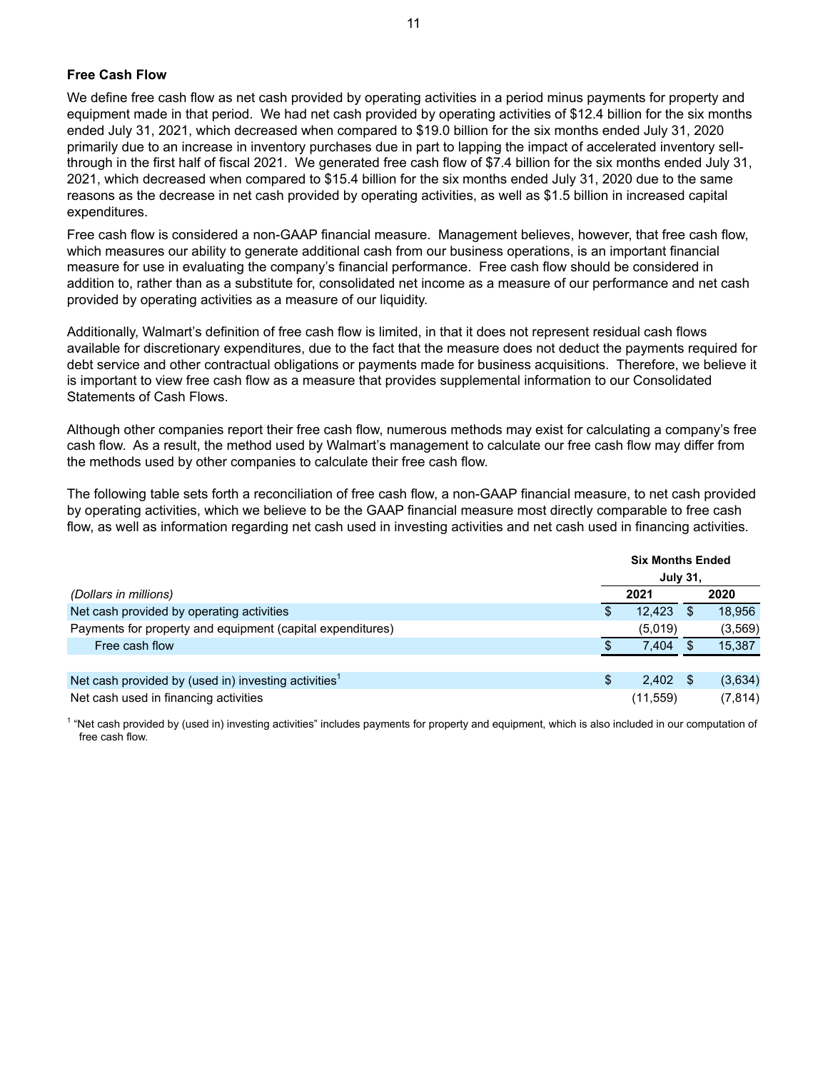### Free Cash Flow

We define free cash flow as net cash provided by operating activities in a period minus payments for property and equipment made in that period. We had net cash provided by operating activities of $12.4 billion for the six months ended July 31, 2021, which decreased when compared to $19.0 billion for the six months ended July 31, 2020 primarily due to an increase in inventory purchases due in part to lapping the impact of accelerated inventory sell-through in the first half of fiscal 2021. We generated free cash flow of $7.4 billion for the six months ended July 31, 2021, which decreased when compared to $15.4 billion for the six months ended July 31, 2020 due to the same reasons as the decrease in net cash provided by operating activities, as well as $1.5 billion in increased capital expenditures.

Free cash flow is considered a non-GAAP financial measure. Management believes, however, that free cash flow, which measures our ability to generate additional cash from our business operations, is an important financial measure for use in evaluating the company's financial performance. Free cash flow should be considered in addition to, rather than as a substitute for, consolidated net income as a measure of our performance and net cash provided by operating activities as a measure of our liquidity.

Additionally, Walmart's definition of free cash flow is limited, in that it does not represent residual cash flows available for discretionary expenditures, due to the fact that the measure does not deduct the payments required for debt service and other contractual obligations or payments made for business acquisitions. Therefore, we believe it is important to view free cash flow as a measure that provides supplemental information to our Consolidated Statements of Cash Flows.

Although other companies report their free cash flow, numerous methods may exist for calculating a company's free cash flow. As a result, the method used by Walmart's management to calculate our free cash flow may differ from the methods used by other companies to calculate their free cash flow.

The following table sets forth a reconciliation of free cash flow, a non-GAAP financial measure, to net cash provided by operating activities, which we believe to be the GAAP financial measure most directly comparable to free cash flow, as well as information regarding net cash used in investing activities and net cash used in financing activities.

| | Six Months Ended July 31, | |
|---|---|---|
| *(Dollars in millions)* | 2021 | 2020 |
| Net cash provided by operating activities | $ 12,423 | $ 18,956 |
| Payments for property and equipment (capital expenditures) | (5,019) | (3,569) |
| Free cash flow | $ 7,404 | $ 15,387 |
| | | |
| Net cash provided by (used in) investing activities[1] | $ 2,402 | $ (3,634) |
| Net cash used in financing activities | (11,559) | (7,814) |

[1] "Net cash provided by (used in) investing activities" includes payments for property and equipment, which is also included in our computation of free cash flow.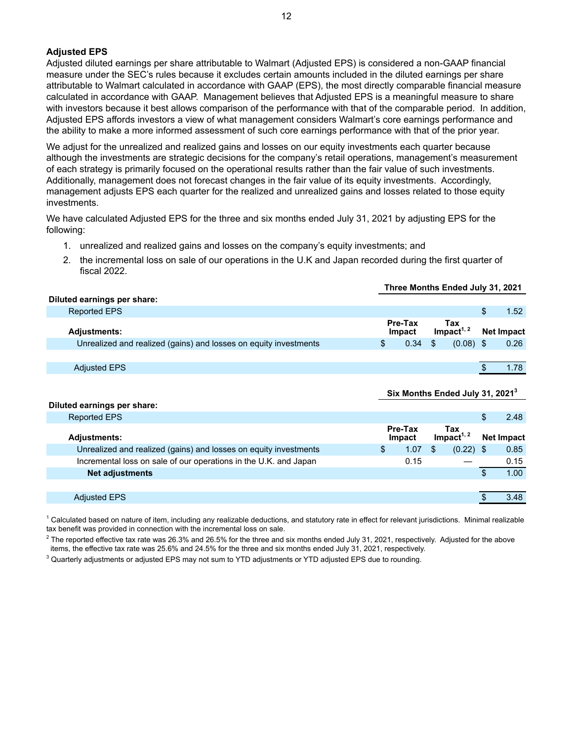### Adjusted EPS

Adjusted diluted earnings per share attributable to Walmart (Adjusted EPS) is considered a non-GAAP financial measure under the SEC's rules because it excludes certain amounts included in the diluted earnings per share attributable to Walmart calculated in accordance with GAAP (EPS), the most directly comparable financial measure calculated in accordance with GAAP. Management believes that Adjusted EPS is a meaningful measure to share with investors because it best allows comparison of the performance with that of the comparable period. In addition, Adjusted EPS affords investors a view of what management considers Walmart's core earnings performance and the ability to make a more informed assessment of such core earnings performance with that of the prior year.

We adjust for the unrealized and realized gains and losses on our equity investments each quarter because although the investments are strategic decisions for the company's retail operations, management's measurement of each strategy is primarily focused on the operational results rather than the fair value of such investments. Additionally, management does not forecast changes in the fair value of its equity investments. Accordingly, management adjusts EPS each quarter for the realized and unrealized gains and losses related to those equity investments.

We have calculated Adjusted EPS for the three and six months ended July 31, 2021 by adjusting EPS for the following:

1. unrealized and realized gains and losses on the company's equity investments; and
2. the incremental loss on sale of our operations in the U.K and Japan recorded during the first quarter of fiscal 2022.

| | Three Months Ended July 31, 2021 | | |
|---|---|---|---|
| **Diluted earnings per share:** | | | |
| Reported EPS | | | $ 1.52 |
| **Adjustments:** | **Pre-Tax Impact** | **Tax Impact[1, 2]** | **Net Impact** |
| Unrealized and realized (gains) and losses on equity investments | $ 0.34 | $ (0.08) | $ 0.26 |
| Adjusted EPS | | | $ 1.78 |

| | Six Months Ended July 31, 2021[3] | | |
|---|---|---|---|
| **Diluted earnings per share:** | | | |
| Reported EPS | | | $ 2.48 |
| **Adjustments:** | **Pre-Tax Impact** | **Tax Impact[1, 2]** | **Net Impact** |
| Unrealized and realized (gains) and losses on equity investments | $ 1.07 | $ (0.22) | $ 0.85 |
| Incremental loss on sale of our operations in the U.K. and Japan | 0.15 | — | 0.15 |
| **Net adjustments** | | | $ 1.00 |
| Adjusted EPS | | | $ 3.48 |

[1] Calculated based on nature of item, including any realizable deductions, and statutory rate in effect for relevant jurisdictions. Minimal realizable tax benefit was provided in connection with the incremental loss on sale.

[2] The reported effective tax rate was 26.3% and 26.5% for the three and six months ended July 31, 2021, respectively. Adjusted for the above items, the effective tax rate was 25.6% and 24.5% for the three and six months ended July 31, 2021, respectively.

[3] Quarterly adjustments or adjusted EPS may not sum to YTD adjustments or YTD adjusted EPS due to rounding.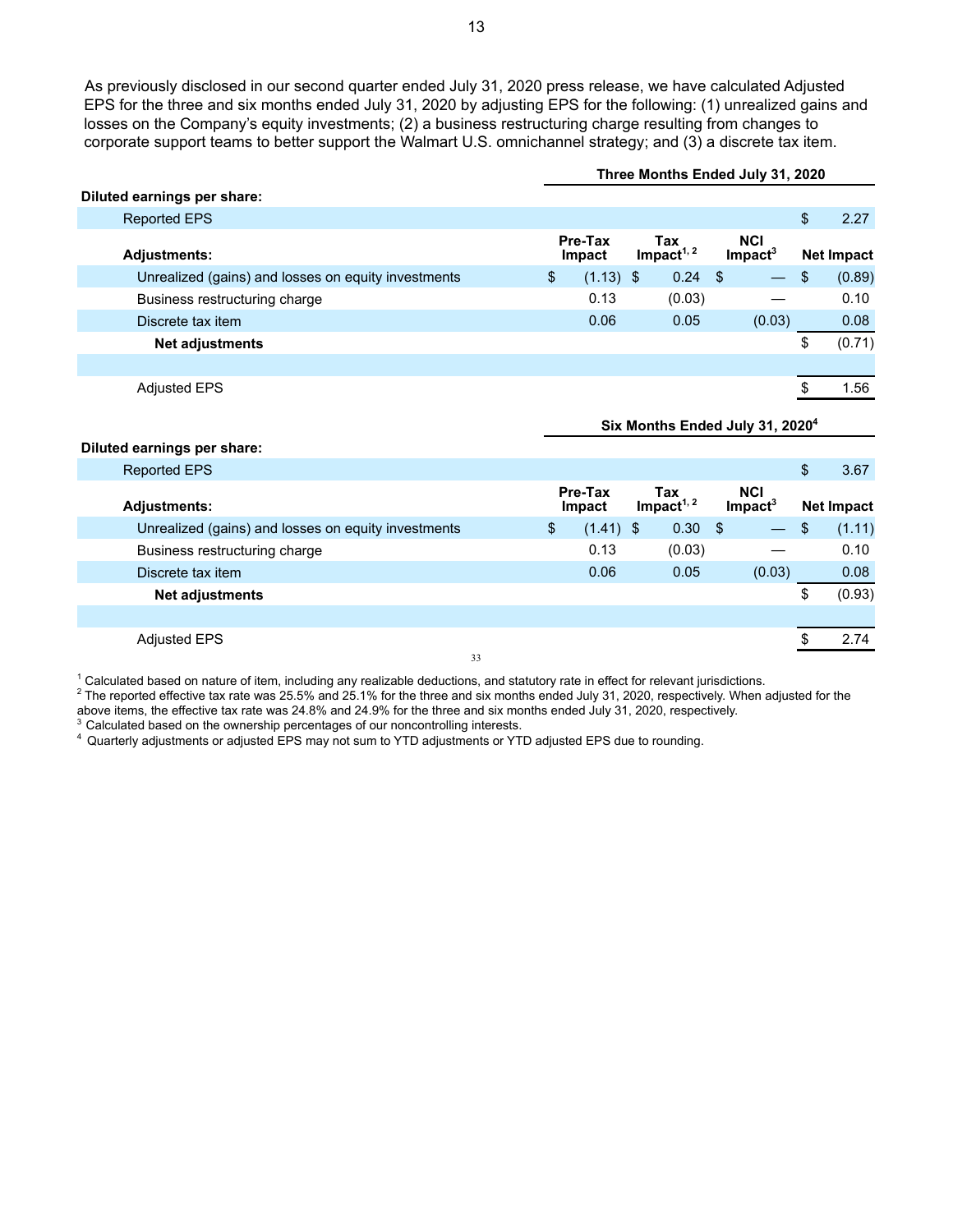As previously disclosed in our second quarter ended July 31, 2020 press release, we have calculated Adjusted EPS for the three and six months ended July 31, 2020 by adjusting EPS for the following: (1) unrealized gains and losses on the Company's equity investments; (2) a business restructuring charge resulting from changes to corporate support teams to better support the Walmart U.S. omnichannel strategy; and (3) a discrete tax item.

| | Three Months Ended July 31, 2020 | | | |
|---|---|---|---|---|
| **Diluted earnings per share:** | | | | |
| Reported EPS | | | | $ 2.27 |
| **Adjustments:** | **Pre-Tax Impact** | **Tax Impact[1, 2]** | **NCI Impact[3]** | **Net Impact** |
| Unrealized (gains) and losses on equity investments | $ (1.13) | $ 0.24 | $ — | $ (0.89) |
| Business restructuring charge | 0.13 | (0.03) | — | 0.10 |
| Discrete tax item | 0.06 | 0.05 | (0.03) | 0.08 |
| **Net adjustments** | | | | $ (0.71) |
| | | | | |
| Adjusted EPS | | | | $ 1.56 |

| | Six Months Ended July 31, 2020[4] | | | |
|---|---|---|---|---|
| **Diluted earnings per share:** | | | | |
| Reported EPS | | | | $ 3.67 |
| **Adjustments:** | **Pre-Tax Impact** | **Tax Impact[1, 2]** | **NCI Impact[3]** | **Net Impact** |
| Unrealized (gains) and losses on equity investments | $ (1.41) | $ 0.30 | $ — | $ (1.11) |
| Business restructuring charge | 0.13 | (0.03) | — | 0.10 |
| Discrete tax item | 0.06 | 0.05 | (0.03) | 0.08 |
| **Net adjustments** | | | | $ (0.93) |
| | | | | |
| Adjusted EPS | | | | $ 2.74 |

[1] Calculated based on nature of item, including any realizable deductions, and statutory rate in effect for relevant jurisdictions.
[2] The reported effective tax rate was 25.5% and 25.1% for the three and six months ended July 31, 2020, respectively. When adjusted for the above items, the effective tax rate was 24.8% and 24.9% for the three and six months ended July 31, 2020, respectively.
[3] Calculated based on the ownership percentages of our noncontrolling interests.
[4] Quarterly adjustments or adjusted EPS may not sum to YTD adjustments or YTD adjusted EPS due to rounding.